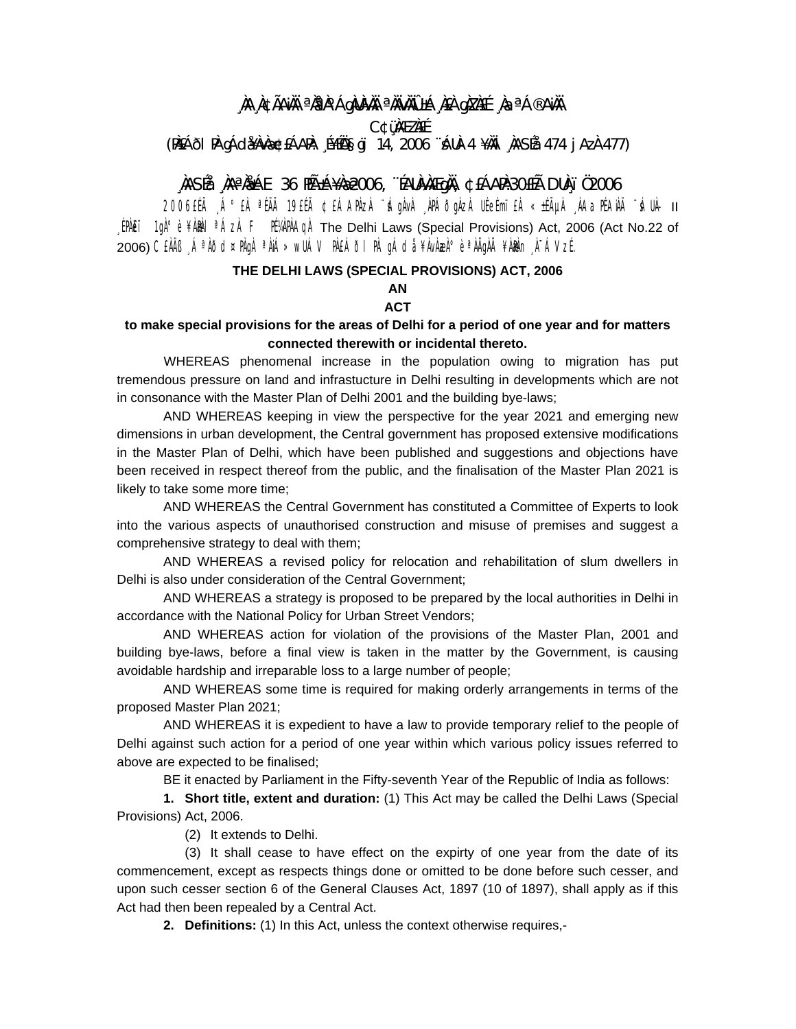¸ÀA¸À¢ÃAiÀÄ ªÀåªÀºÁgÀUÀ¼ÀÄ ªÀÄvÀÄÛ ±Á¸À£À gÀZÀ£É ¸ÀaªÁ®AiÀÄ

C¢ü¸ÀÆZÀ£É

(PÀ£ÁðlPÀ gÁdå¥ÀvÀæ ¢£ÁAPÀ: ¸É¥ÉÖA§gï 14, 2006 ¨sÁUÀ-4 ¥ÀÄl ¸ÀASÉå: 474 jAzÀ 477)

¸ÀASÉå: ¸ÀAªÀå±ÁE 36 PÉÃ±Á¥Àæ 2006, ¨ÉAUÀ¼ÀÆgÀÄ, ¢£ÁAPÀ: 30£Éà DUÀ¸ïÖ 2006

2006£ÉÃ ¸Á°£À ªÉÄÃ 19£ÉÃ ¢£ÁAPÀzÀ ¨sÁgÀvÀ ¸ÀPÁðgÀzÀ UÉeÉmï£À «±ÉõÀ ¸ÀAaPÉAiÀÄ ¨sÁUÀ- II ¸ÉPÀë£ï 1gÀ°è ¥ÀæPÀlªÁzÀ F PÉ¼ÀPÀAqÀ The Delhi Laws (Special Provisions) Act, 2006 (Act No.22 of 2006) C£ÀÄß ¸ÁªÀðd¤PÀgÀ ªÀiÁ»wUÁV PÀ£ÁðlPÀ gÁdå¥ÀvÀæzÀ°è ªÀÄgÀÄ ¥ÀæPÀn¸À¯ÁVzÉ.

**THE DELHI LAWS (SPECIAL PROVISIONS) ACT, 2006**

**AN**

**ACT**

**to make special provisions for the areas of Delhi for a period of one year and for matters connected therewith or incidental thereto.**

WHEREAS phenomenal increase in the population owing to migration has put tremendous pressure on land and infrastucture in Delhi resulting in developments which are not in consonance with the Master Plan of Delhi 2001 and the building bye-laws;

AND WHEREAS keeping in view the perspective for the year 2021 and emerging new dimensions in urban development, the Central government has proposed extensive modifications in the Master Plan of Delhi, which have been published and suggestions and objections have been received in respect thereof from the public, and the finalisation of the Master Plan 2021 is likely to take some more time;

AND WHEREAS the Central Government has constituted a Committee of Experts to look into the various aspects of unauthorised construction and misuse of premises and suggest a comprehensive strategy to deal with them;

AND WHEREAS a revised policy for relocation and rehabilitation of slum dwellers in Delhi is also under consideration of the Central Government;

AND WHEREAS a strategy is proposed to be prepared by the local authorities in Delhi in accordance with the National Policy for Urban Street Vendors;

AND WHEREAS action for violation of the provisions of the Master Plan, 2001 and building bye-laws, before a final view is taken in the matter by the Government, is causing avoidable hardship and irreparable loss to a large number of people;

AND WHEREAS some time is required for making orderly arrangements in terms of the proposed Master Plan 2021;

AND WHEREAS it is expedient to have a law to provide temporary relief to the people of Delhi against such action for a period of one year within which various policy issues referred to above are expected to be finalised;

BE it enacted by Parliament in the Fifty-seventh Year of the Republic of India as follows:

**1. Short title, extent and duration:** (1) This Act may be called the Delhi Laws (Special Provisions) Act, 2006.

(2) It extends to Delhi.

(3) It shall cease to have effect on the expirty of one year from the date of its commencement, except as respects things done or omitted to be done before such cesser, and upon such cesser section 6 of the General Clauses Act, 1897 (10 of 1897), shall apply as if this Act had then been repealed by a Central Act.

**2. Definitions:** (1) In this Act, unless the context otherwise requires,-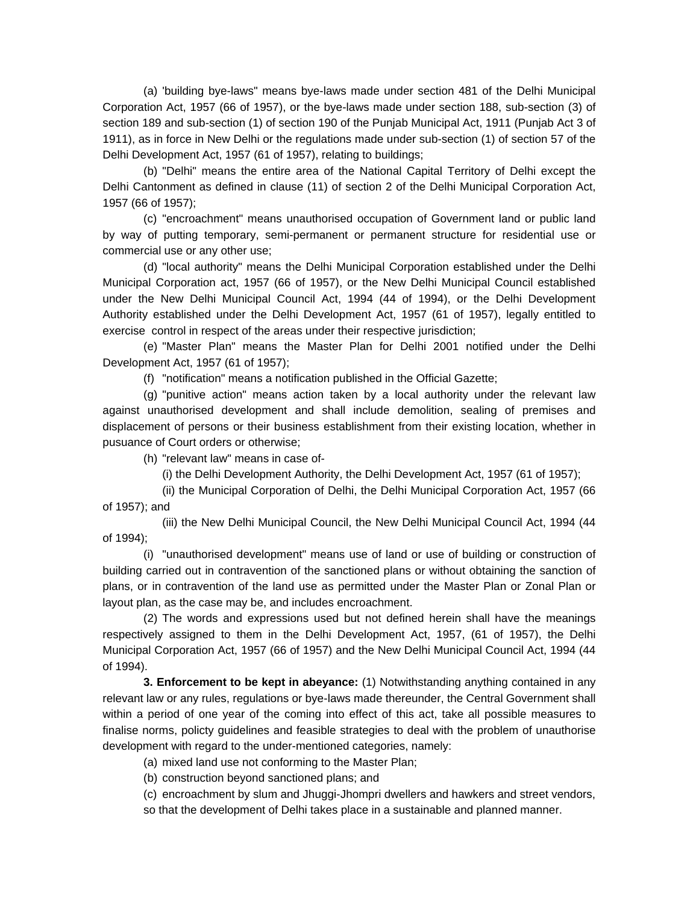(a) 'building bye-laws" means bye-laws made under section 481 of the Delhi Municipal Corporation Act, 1957 (66 of 1957), or the bye-laws made under section 188, sub-section (3) of section 189 and sub-section (1) of section 190 of the Punjab Municipal Act, 1911 (Punjab Act 3 of 1911), as in force in New Delhi or the regulations made under sub-section (1) of section 57 of the Delhi Development Act, 1957 (61 of 1957), relating to buildings;

(b) "Delhi" means the entire area of the National Capital Territory of Delhi except the Delhi Cantonment as defined in clause (11) of section 2 of the Delhi Municipal Corporation Act, 1957 (66 of 1957);

(c) "encroachment" means unauthorised occupation of Government land or public land by way of putting temporary, semi-permanent or permanent structure for residential use or commercial use or any other use;

(d) "local authority" means the Delhi Municipal Corporation established under the Delhi Municipal Corporation act, 1957 (66 of 1957), or the New Delhi Municipal Council established under the New Delhi Municipal Council Act, 1994 (44 of 1994), or the Delhi Development Authority established under the Delhi Development Act, 1957 (61 of 1957), legally entitled to exercise control in respect of the areas under their respective jurisdiction;

(e) "Master Plan" means the Master Plan for Delhi 2001 notified under the Delhi Development Act, 1957 (61 of 1957);

(f) "notification" means a notification published in the Official Gazette;

(g) "punitive action" means action taken by a local authority under the relevant law against unauthorised development and shall include demolition, sealing of premises and displacement of persons or their business establishment from their existing location, whether in pusuance of Court orders or otherwise;

(h) "relevant law" means in case of-

(i) the Delhi Development Authority, the Delhi Development Act, 1957 (61 of 1957);

(ii) the Municipal Corporation of Delhi, the Delhi Municipal Corporation Act, 1957 (66 of 1957); and

(iii) the New Delhi Municipal Council, the New Delhi Municipal Council Act, 1994 (44 of 1994);

(i) "unauthorised development" means use of land or use of building or construction of building carried out in contravention of the sanctioned plans or without obtaining the sanction of plans, or in contravention of the land use as permitted under the Master Plan or Zonal Plan or layout plan, as the case may be, and includes encroachment.

(2) The words and expressions used but not defined herein shall have the meanings respectively assigned to them in the Delhi Development Act, 1957, (61 of 1957), the Delhi Municipal Corporation Act, 1957 (66 of 1957) and the New Delhi Municipal Council Act, 1994 (44 of 1994).

**3. Enforcement to be kept in abeyance:** (1) Notwithstanding anything contained in any relevant law or any rules, regulations or bye-laws made thereunder, the Central Government shall within a period of one year of the coming into effect of this act, take all possible measures to finalise norms, policty guidelines and feasible strategies to deal with the problem of unauthorise development with regard to the under-mentioned categories, namely:

(a) mixed land use not conforming to the Master Plan;

(b) construction beyond sanctioned plans; and

(c) encroachment by slum and Jhuggi-Jhompri dwellers and hawkers and street vendors, so that the development of Delhi takes place in a sustainable and planned manner.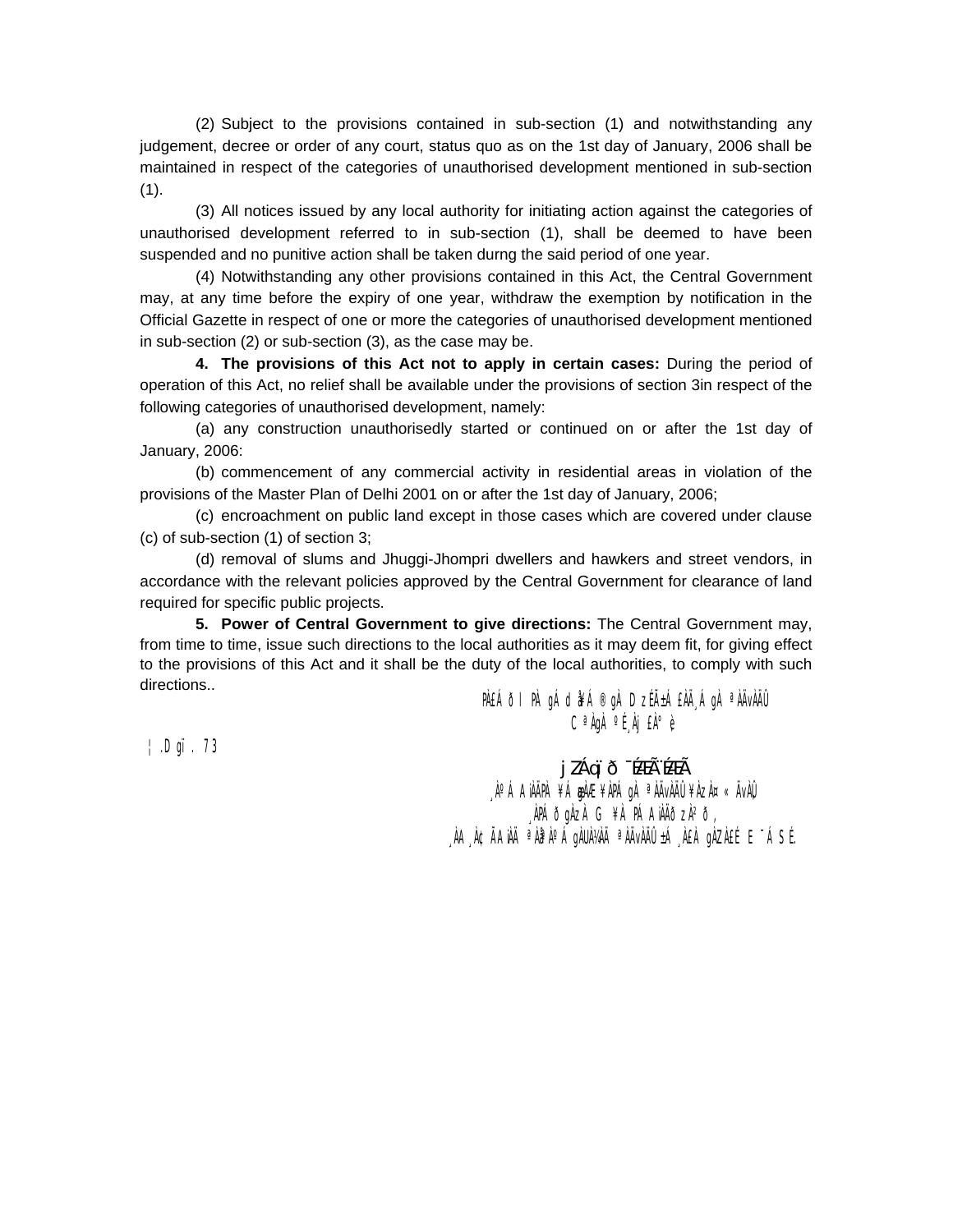(2) Subject to the provisions contained in sub-section (1) and notwithstanding any judgement, decree or order of any court, status quo as on the 1st day of January, 2006 shall be maintained in respect of the categories of unauthorised development mentioned in sub-section (1).

(3) All notices issued by any local authority for initiating action against the categories of unauthorised development referred to in sub-section (1), shall be deemed to have been suspended and no punitive action shall be taken durng the said period of one year.

(4) Notwithstanding any other provisions contained in this Act, the Central Government may, at any time before the expiry of one year, withdraw the exemption by notification in the Official Gazette in respect of one or more the categories of unauthorised development mentioned in sub-section (2) or sub-section (3), as the case may be.

**4. The provisions of this Act not to apply in certain cases:** During the period of operation of this Act, no relief shall be available under the provisions of section 3in respect of the following categories of unauthorised development, namely:

(a) any construction unauthorisedly started or continued on or after the 1st day of January, 2006:

(b) commencement of any commercial activity in residential areas in violation of the provisions of the Master Plan of Delhi 2001 on or after the 1st day of January, 2006;

(c) encroachment on public land except in those cases which are covered under clause (c) of sub-section (1) of section 3;

(d) removal of slums and Jhuggi-Jhompri dwellers and hawkers and street vendors, in accordance with the relevant policies approved by the Central Government for clearance of land required for specific public projects.

**5. Power of Central Government to give directions:** The Central Government may, from time to time, issue such directions to the local authorities as it may deem fit, for giving effect to the provisions of this Act and it shall be the duty of the local authorities, to comply with such directions..

PÀ£ÁðlPÀ gÁdå¥Á®gÀ DzÉñÁ£ÀÄ¸ÁgÀ ªÀÄvÀÄÛ

CªÀgÀ ºÉ¸Àj£À°è

¦.Dgï. 73

jZÁqïð ¯ÉÆÃ¨ÉÆÃ

¸ÀºÁAiÀÄPÀ ¥ÁæzsÀgÀ ªÀÄvÀÄÛ ¥ÀzÀ¤«ÄvÀ

¸ÀPÁðgÀzÀ G¥À PÁAiÀÄðzÀ²ð,

¸ÀA¸À¢ÃAiÀÄ ªÀåªÀºÁgÀUÀ¼À ªÀÄvÀÄÛ ±Á¸À£À gÀZÀ£É E¯ÁSÉ.